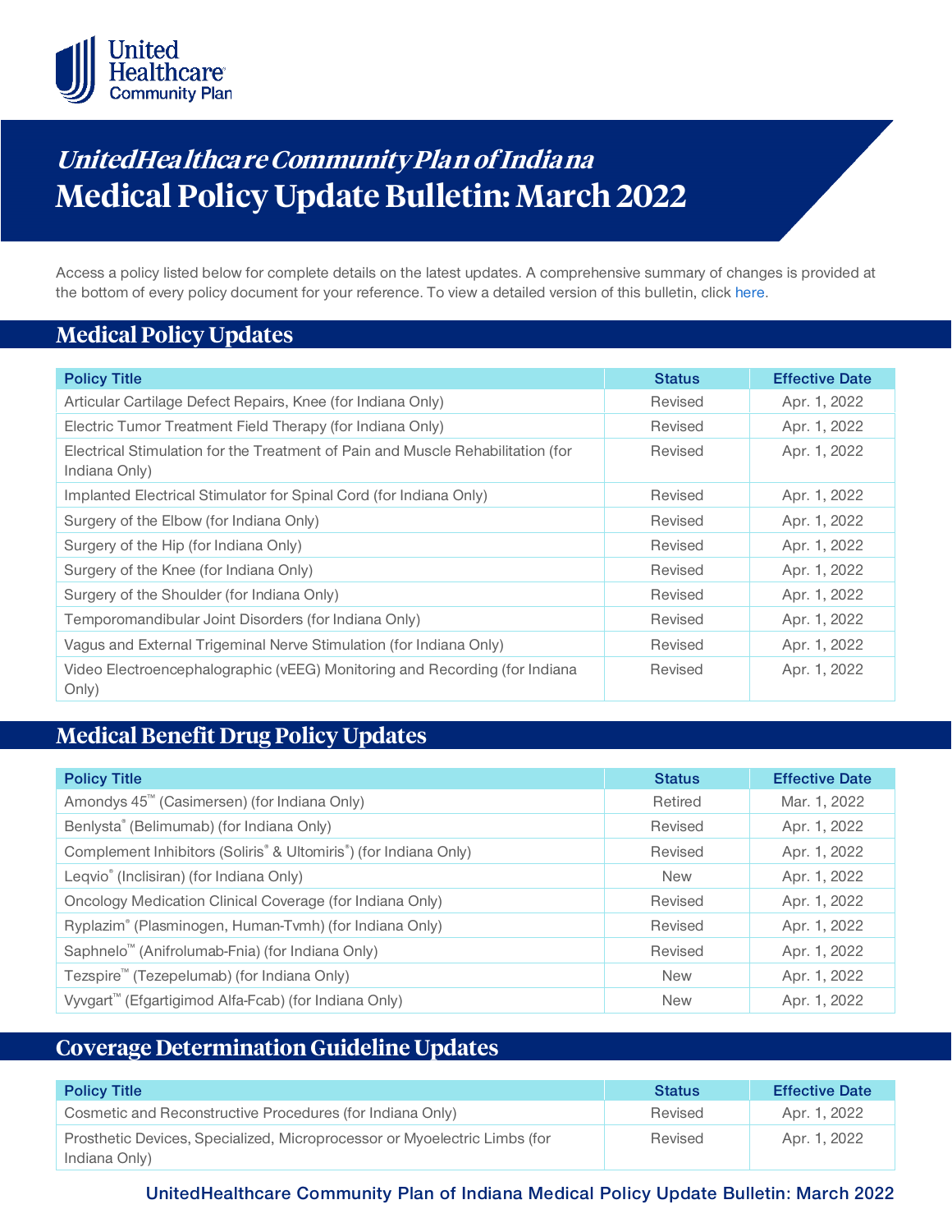# UnitedHealthcare Community Plan of Indiana

# Medical Policy Update Bulletin: March 2022

Access a policy listed below for complete details on the latest updates. A comprehensive summary of changes is provided at the bottom of every policy document for your reference. To view a detailed version of this bulletin, click here.

## Medical Policy Updates

| Policy Title | Status | Effective Date |
|---|---|---|
| Articular Cartilage Defect Repairs, Knee (for Indiana Only) | Revised | Apr. 1, 2022 |
| Electric Tumor Treatment Field Therapy (for Indiana Only) | Revised | Apr. 1, 2022 |
| Electrical Stimulation for the Treatment of Pain and Muscle Rehabilitation (for Indiana Only) | Revised | Apr. 1, 2022 |
| Implanted Electrical Stimulator for Spinal Cord (for Indiana Only) | Revised | Apr. 1, 2022 |
| Surgery of the Elbow (for Indiana Only) | Revised | Apr. 1, 2022 |
| Surgery of the Hip (for Indiana Only) | Revised | Apr. 1, 2022 |
| Surgery of the Knee (for Indiana Only) | Revised | Apr. 1, 2022 |
| Surgery of the Shoulder (for Indiana Only) | Revised | Apr. 1, 2022 |
| Temporomandibular Joint Disorders (for Indiana Only) | Revised | Apr. 1, 2022 |
| Vagus and External Trigeminal Nerve Stimulation (for Indiana Only) | Revised | Apr. 1, 2022 |
| Video Electroencephalographic (vEEG) Monitoring and Recording (for Indiana Only) | Revised | Apr. 1, 2022 |

## Medical Benefit Drug Policy Updates

| Policy Title | Status | Effective Date |
|---|---|---|
| Amondys 45™ (Casimersen) (for Indiana Only) | Retired | Mar. 1, 2022 |
| Benlysta® (Belimumab) (for Indiana Only) | Revised | Apr. 1, 2022 |
| Complement Inhibitors (Soliris® & Ultomiris®) (for Indiana Only) | Revised | Apr. 1, 2022 |
| Leqvio® (Inclisiran) (for Indiana Only) | New | Apr. 1, 2022 |
| Oncology Medication Clinical Coverage (for Indiana Only) | Revised | Apr. 1, 2022 |
| Ryplazim® (Plasminogen, Human-Tvmh) (for Indiana Only) | Revised | Apr. 1, 2022 |
| Saphnelo™ (Anifrolumab-Fnia) (for Indiana Only) | Revised | Apr. 1, 2022 |
| Tezspire™ (Tezepelumab) (for Indiana Only) | New | Apr. 1, 2022 |
| Vyvgart™ (Efgartigimod Alfa-Fcab) (for Indiana Only) | New | Apr. 1, 2022 |

## Coverage Determination Guideline Updates

| Policy Title | Status | Effective Date |
|---|---|---|
| Cosmetic and Reconstructive Procedures (for Indiana Only) | Revised | Apr. 1, 2022 |
| Prosthetic Devices, Specialized, Microprocessor or Myoelectric Limbs (for Indiana Only) | Revised | Apr. 1, 2022 |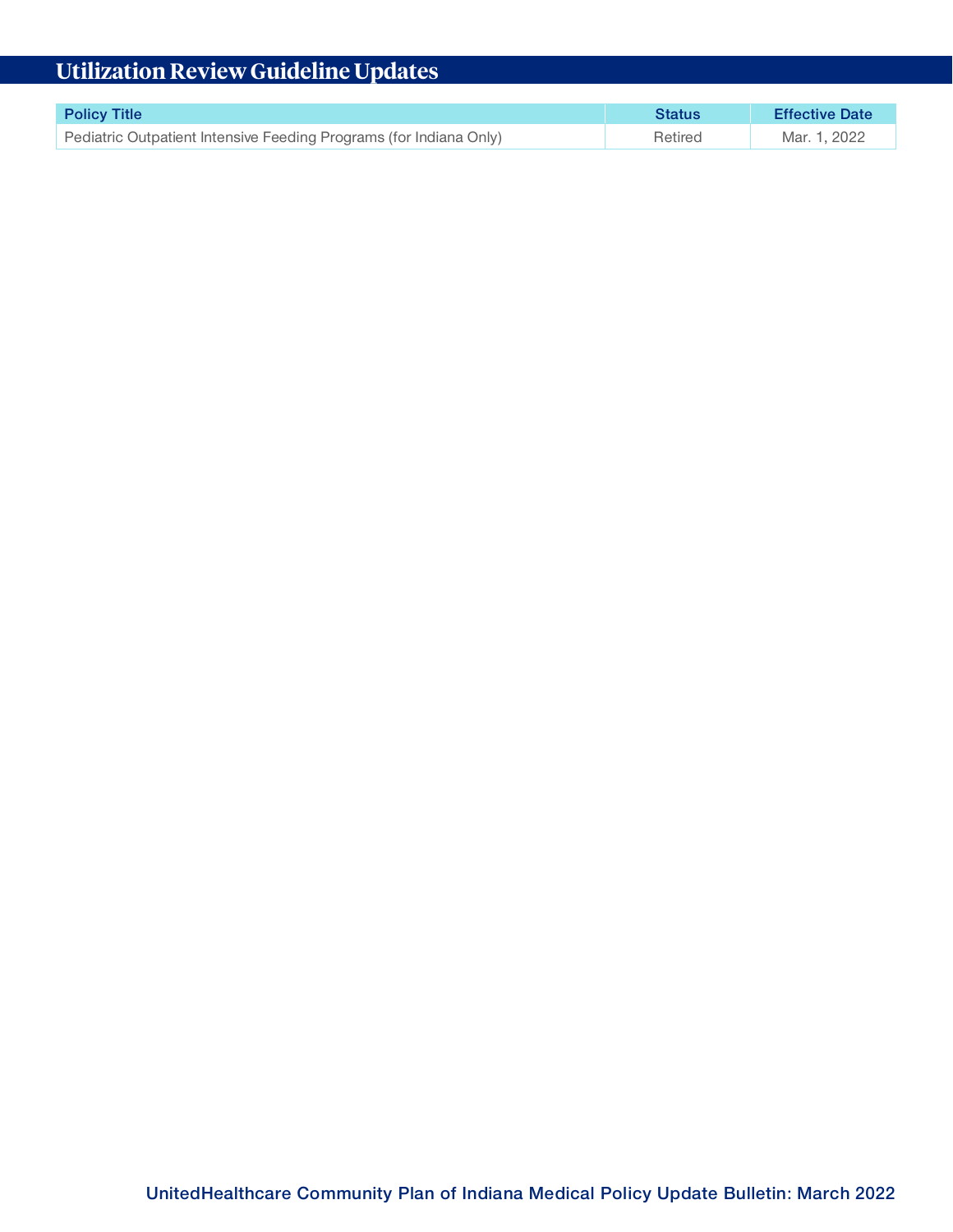## Utilization Review Guideline Updates

| Policy Title | Status | Effective Date |
|---|---|---|
| Pediatric Outpatient Intensive Feeding Programs (for Indiana Only) | Retired | Mar. 1, 2022 |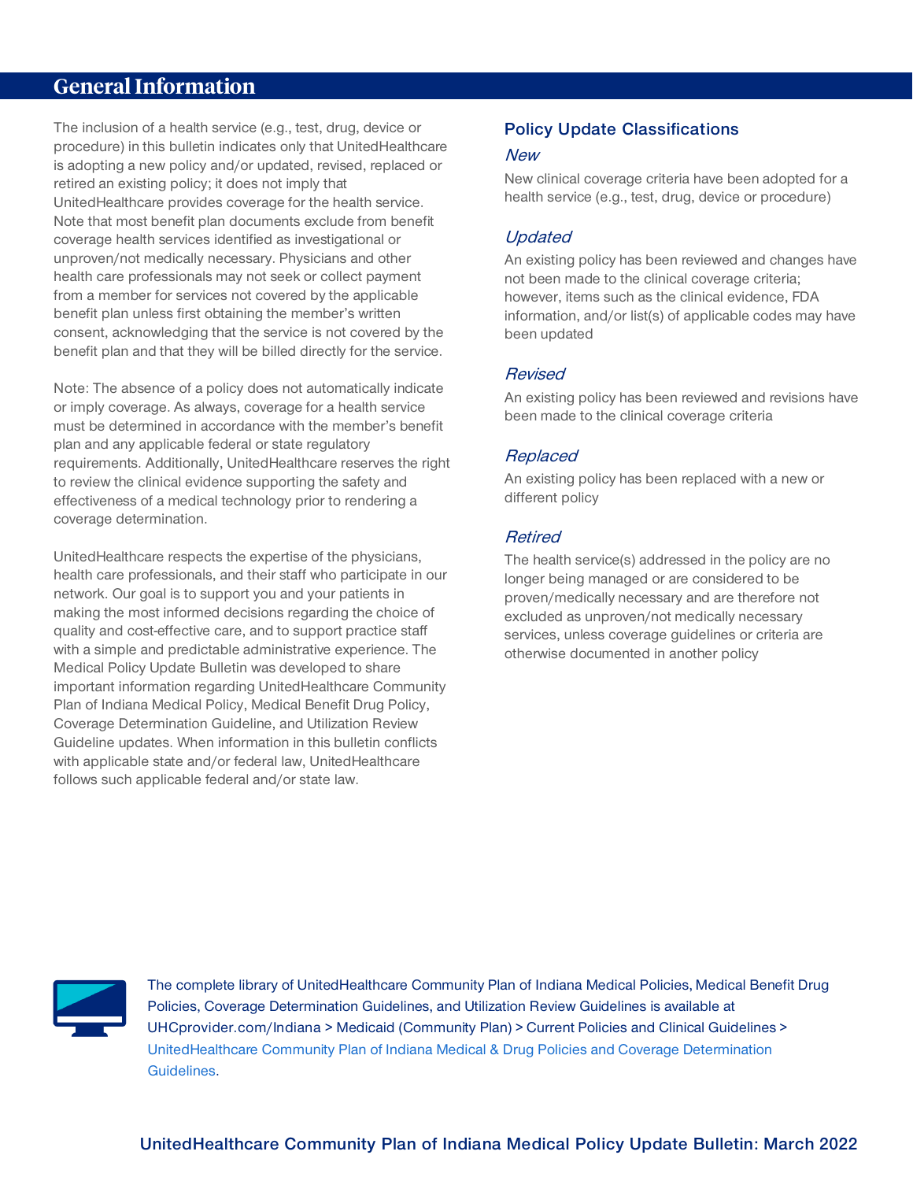## General Information

The inclusion of a health service (e.g., test, drug, device or procedure) in this bulletin indicates only that UnitedHealthcare is adopting a new policy and/or updated, revised, replaced or retired an existing policy; it does not imply that UnitedHealthcare provides coverage for the health service. Note that most benefit plan documents exclude from benefit coverage health services identified as investigational or unproven/not medically necessary. Physicians and other health care professionals may not seek or collect payment from a member for services not covered by the applicable benefit plan unless first obtaining the member's written consent, acknowledging that the service is not covered by the benefit plan and that they will be billed directly for the service.

Note: The absence of a policy does not automatically indicate or imply coverage. As always, coverage for a health service must be determined in accordance with the member's benefit plan and any applicable federal or state regulatory requirements. Additionally, UnitedHealthcare reserves the right to review the clinical evidence supporting the safety and effectiveness of a medical technology prior to rendering a coverage determination.

UnitedHealthcare respects the expertise of the physicians, health care professionals, and their staff who participate in our network. Our goal is to support you and your patients in making the most informed decisions regarding the choice of quality and cost-effective care, and to support practice staff with a simple and predictable administrative experience. The Medical Policy Update Bulletin was developed to share important information regarding UnitedHealthcare Community Plan of Indiana Medical Policy, Medical Benefit Drug Policy, Coverage Determination Guideline, and Utilization Review Guideline updates. When information in this bulletin conflicts with applicable state and/or federal law, UnitedHealthcare follows such applicable federal and/or state law.

### Policy Update Classifications

*New*

New clinical coverage criteria have been adopted for a health service (e.g., test, drug, device or procedure)

*Updated*

An existing policy has been reviewed and changes have not been made to the clinical coverage criteria; however, items such as the clinical evidence, FDA information, and/or list(s) of applicable codes may have been updated

*Revised*

An existing policy has been reviewed and revisions have been made to the clinical coverage criteria

*Replaced*

An existing policy has been replaced with a new or different policy

*Retired*

The health service(s) addressed in the policy are no longer being managed or are considered to be proven/medically necessary and are therefore not excluded as unproven/not medically necessary services, unless coverage guidelines or criteria are otherwise documented in another policy

The complete library of UnitedHealthcare Community Plan of Indiana Medical Policies, Medical Benefit Drug Policies, Coverage Determination Guidelines, and Utilization Review Guidelines is available at UHCprovider.com/Indiana > Medicaid (Community Plan) > Current Policies and Clinical Guidelines > UnitedHealthcare Community Plan of Indiana Medical & Drug Policies and Coverage Determination Guidelines.